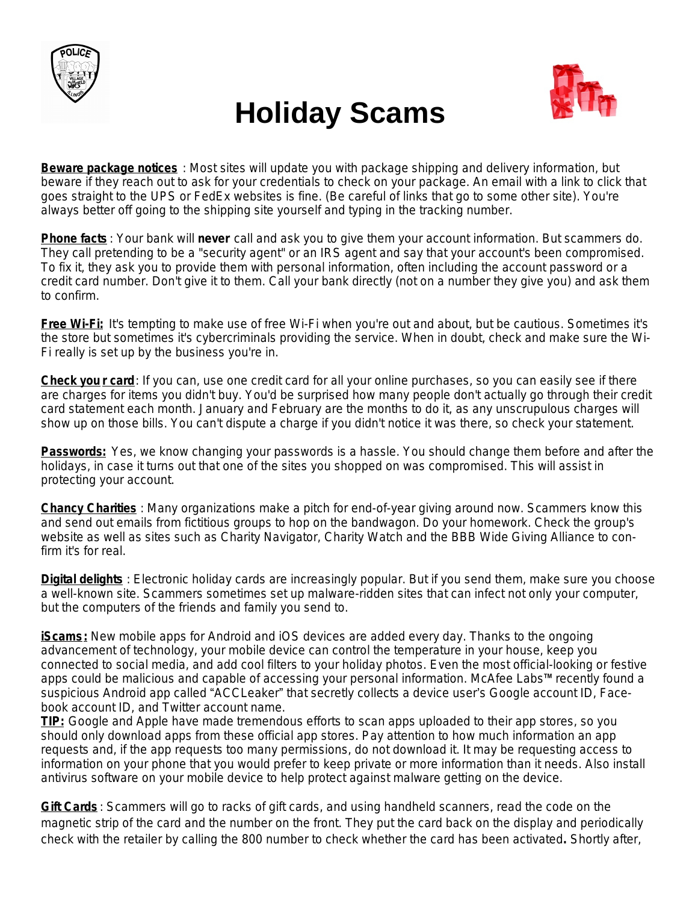# Holiday Scams

**Beware package notices** : Most sites will update you with package shipping and delivery information, but beware if they reach out to ask for your credentials to check on your package. An email with a link to click that goes straight to the UPS or FedEx websites is fine. (Be careful of links that go to some other site). You're always better off going to the shipping site yourself and typing in the tracking number.

**Phone facts** : Your bank will **never** call and ask you to give them your account information. But scammers do. They call pretending to be a "security agent" or an IRS agent and say that your account's been compromised. To fix it, they ask you to provide them with personal information, often including the account password or a credit card number. Don't give it to them. Call your bank directly (not on a number they give you) and ask them to confirm.

**Free Wi-Fi:** It's tempting to make use of free Wi-Fi when you're out and about, but be cautious. Sometimes it's the store but sometimes it's cybercriminals providing the service. When in doubt, check and make sure the Wi-Fi really is set up by the business you're in.

**Check your card**: If you can, use one credit card for all your online purchases, so you can easily see if there are charges for items you didn't buy. You'd be surprised how many people don't actually go through their credit card statement each month. January and February are the months to do it, as any unscrupulous charges will show up on those bills. You can't dispute a charge if you didn't notice it was there, so check your statement.

**Passwords:** Yes, we know changing your passwords is a hassle. You should change them before and after the holidays, in case it turns out that one of the sites you shopped on was compromised. This will assist in protecting your account.

**Chancy Charities** : Many organizations make a pitch for end-of-year giving around now. Scammers know this and send out emails from fictitious groups to hop on the bandwagon. Do your homework. Check the group's website as well as sites such as Charity Navigator, Charity Watch and the BBB Wide Giving Alliance to confirm it's for real.

**Digital delights** : Electronic holiday cards are increasingly popular. But if you send them, make sure you choose a well-known site. Scammers sometimes set up malware-ridden sites that can infect not only your computer, but the computers of the friends and family you send to.

**iScams:** New mobile apps for Android and iOS devices are added every day. Thanks to the ongoing advancement of technology, your mobile device can control the temperature in your house, keep you connected to social media, and add cool filters to your holiday photos. Even the most official-looking or festive apps could be malicious and capable of accessing your personal information. McAfee Labs™ recently found a suspicious Android app called "ACCLeaker" that secretly collects a device user's Google account ID, Facebook account ID, and Twitter account name.

**TIP:** Google and Apple have made tremendous efforts to scan apps uploaded to their app stores, so you should only download apps from these official app stores. Pay attention to how much information an app requests and, if the app requests too many permissions, do not download it. It may be requesting access to information on your phone that you would prefer to keep private or more information than it needs. Also install antivirus software on your mobile device to help protect against malware getting on the device.

**Gift Cards** : Scammers will go to racks of gift cards, and using handheld scanners, read the code on the magnetic strip of the card and the number on the front. They put the card back on the display and periodically check with the retailer by calling the 800 number to check whether the card has been activated**.** Shortly after,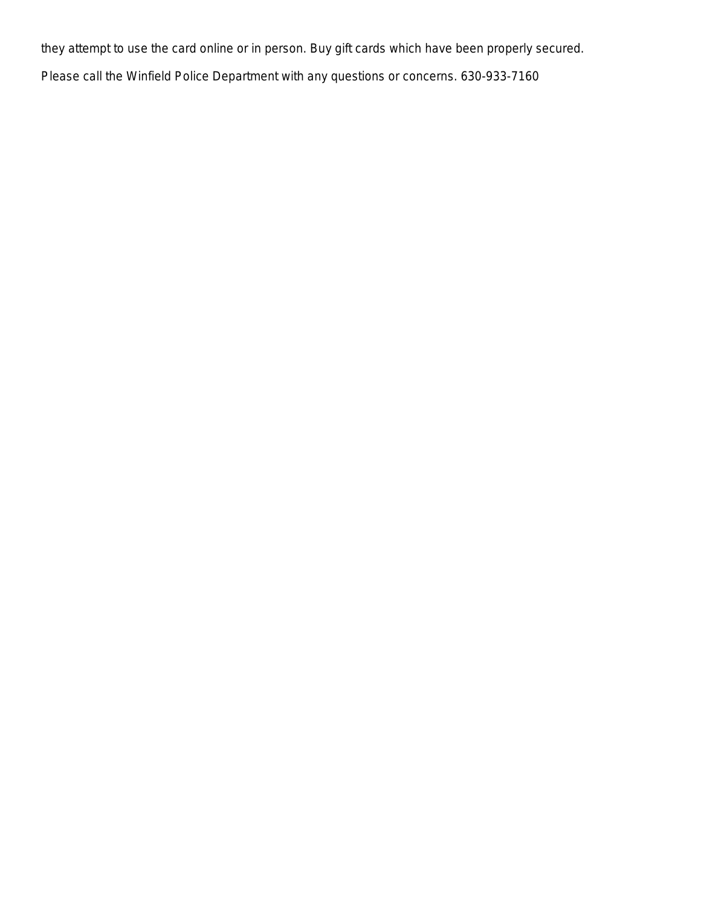they attempt to use the card online or in person. Buy gift cards which have been properly secured.

Please call the Winfield Police Department with any questions or concerns. 630-933-7160